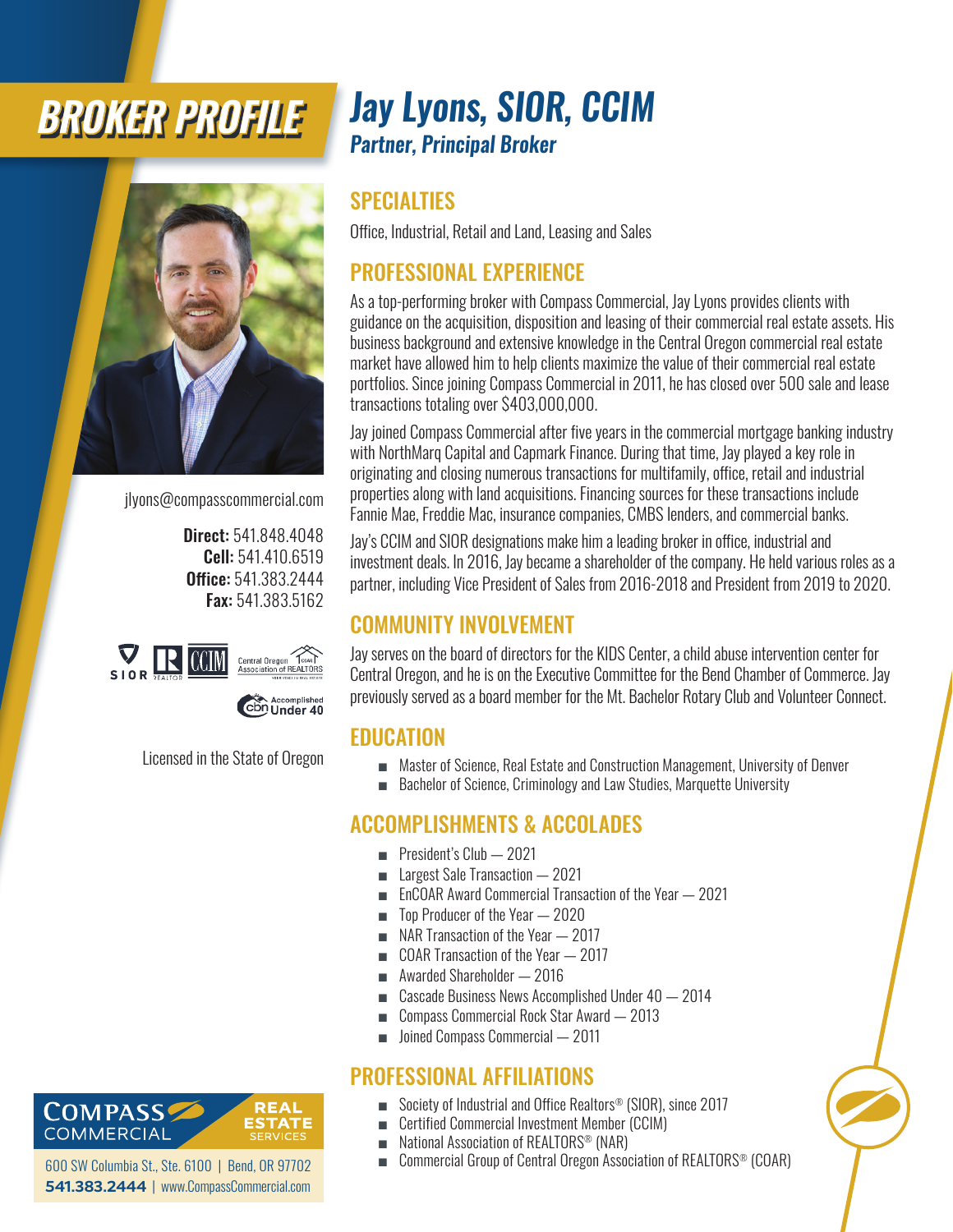# BROKER PROFILE

# Jay Lyons, SIOR, CCIM

***Partner, Principal Broker***

jlyons@compasscommercial.com

**Direct:** 541.848.4048
**Cell:** 541.410.6519
**Office:** 541.383.2444
**Fax:** 541.383.5162

SIOR | REALTOR | CCIM | Central Oregon Association of REALTORS | cbn Accomplished Under 40

Licensed in the State of Oregon

## SPECIALTIES

Office, Industrial, Retail and Land, Leasing and Sales

## PROFESSIONAL EXPERIENCE

As a top-performing broker with Compass Commercial, Jay Lyons provides clients with guidance on the acquisition, disposition and leasing of their commercial real estate assets. His business background and extensive knowledge in the Central Oregon commercial real estate market have allowed him to help clients maximize the value of their commercial real estate portfolios. Since joining Compass Commercial in 2011, he has closed over 500 sale and lease transactions totaling over $403,000,000.

Jay joined Compass Commercial after five years in the commercial mortgage banking industry with NorthMarq Capital and Capmark Finance. During that time, Jay played a key role in originating and closing numerous transactions for multifamily, office, retail and industrial properties along with land acquisitions. Financing sources for these transactions include Fannie Mae, Freddie Mac, insurance companies, CMBS lenders, and commercial banks.

Jay's CCIM and SIOR designations make him a leading broker in office, industrial and investment deals. In 2016, Jay became a shareholder of the company. He held various roles as a partner, including Vice President of Sales from 2016-2018 and President from 2019 to 2020.

## COMMUNITY INVOLVEMENT

Jay serves on the board of directors for the KIDS Center, a child abuse intervention center for Central Oregon, and he is on the Executive Committee for the Bend Chamber of Commerce. Jay previously served as a board member for the Mt. Bachelor Rotary Club and Volunteer Connect.

## EDUCATION

- Master of Science, Real Estate and Construction Management, University of Denver
- Bachelor of Science, Criminology and Law Studies, Marquette University

## ACCOMPLISHMENTS & ACCOLADES

- President's Club — 2021
- Largest Sale Transaction — 2021
- EnCOAR Award Commercial Transaction of the Year — 2021
- Top Producer of the Year — 2020
- NAR Transaction of the Year — 2017
- COAR Transaction of the Year — 2017
- Awarded Shareholder — 2016
- Cascade Business News Accomplished Under 40 — 2014
- Compass Commercial Rock Star Award — 2013
- Joined Compass Commercial — 2011

## PROFESSIONAL AFFILIATIONS

- Society of Industrial and Office Realtors® (SIOR), since 2017
- Certified Commercial Investment Member (CCIM)
- National Association of REALTORS® (NAR)
- Commercial Group of Central Oregon Association of REALTORS® (COAR)

COMPASS COMMERCIAL REAL ESTATE SERVICES

600 SW Columbia St., Ste. 6100 | Bend, OR 97702
**541.383.2444** | www.CompassCommercial.com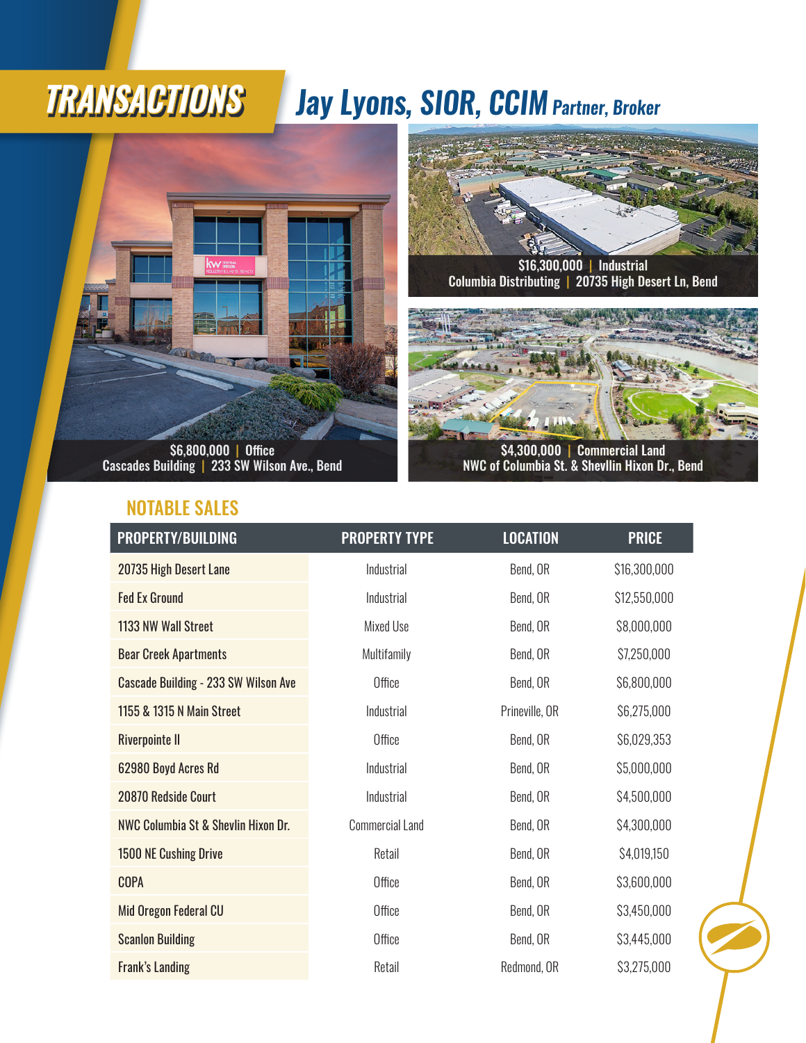# TRANSACTIONS

## Jay Lyons, SIOR, CCIM Partner, Broker

$6,800,000 | Office
Cascades Building | 233 SW Wilson Ave., Bend

$16,300,000 | Industrial
Columbia Distributing | 20735 High Desert Ln, Bend

$4,300,000 | Commercial Land
NWC of Columbia St. & Shevllin Hixon Dr., Bend

### NOTABLE SALES

| PROPERTY/BUILDING | PROPERTY TYPE | LOCATION | PRICE |
|---|---|---|---|
| 20735 High Desert Lane | Industrial | Bend, OR | $16,300,000 |
| Fed Ex Ground | Industrial | Bend, OR | $12,550,000 |
| 1133 NW Wall Street | Mixed Use | Bend, OR | $8,000,000 |
| Bear Creek Apartments | Multifamily | Bend, OR | $7,250,000 |
| Cascade Building - 233 SW Wilson Ave | Office | Bend, OR | $6,800,000 |
| 1155 & 1315 N Main Street | Industrial | Prineville, OR | $6,275,000 |
| Riverpointe II | Office | Bend, OR | $6,029,353 |
| 62980 Boyd Acres Rd | Industrial | Bend, OR | $5,000,000 |
| 20870 Redside Court | Industrial | Bend, OR | $4,500,000 |
| NWC Columbia St & Shevlin Hixon Dr. | Commercial Land | Bend, OR | $4,300,000 |
| 1500 NE Cushing Drive | Retail | Bend, OR | $4,019,150 |
| COPA | Office | Bend, OR | $3,600,000 |
| Mid Oregon Federal CU | Office | Bend, OR | $3,450,000 |
| Scanlon Building | Office | Bend, OR | $3,445,000 |
| Frank's Landing | Retail | Redmond, OR | $3,275,000 |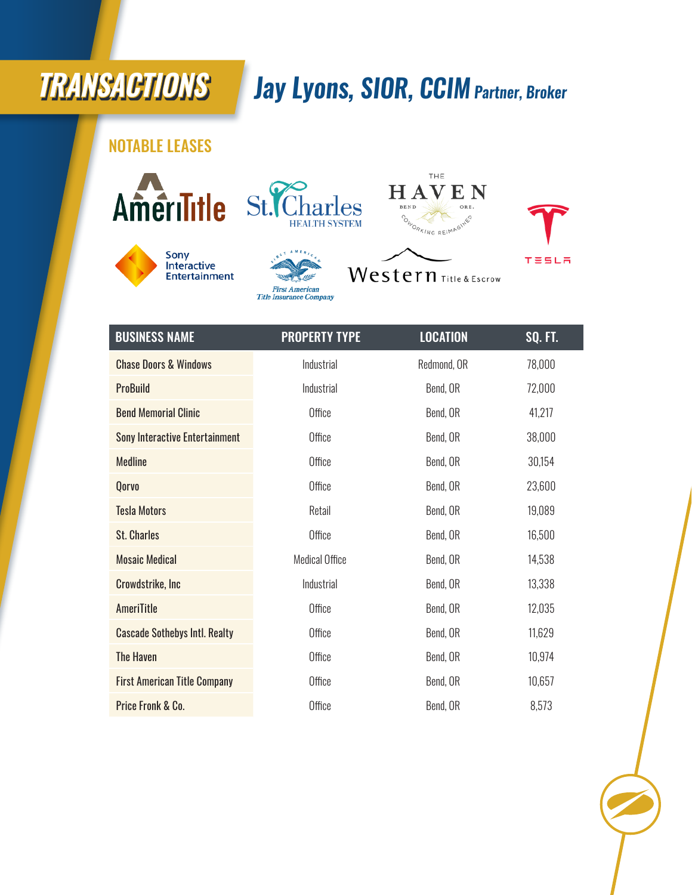# TRANSACTIONS

## Jay Lyons, SIOR, CCIM Partner, Broker

### NOTABLE LEASES

| BUSINESS NAME | PROPERTY TYPE | LOCATION | SQ. FT. |
|---|---|---|---|
| Chase Doors & Windows | Industrial | Redmond, OR | 78,000 |
| ProBuild | Industrial | Bend, OR | 72,000 |
| Bend Memorial Clinic | Office | Bend, OR | 41,217 |
| Sony Interactive Entertainment | Office | Bend, OR | 38,000 |
| Medline | Office | Bend, OR | 30,154 |
| Qorvo | Office | Bend, OR | 23,600 |
| Tesla Motors | Retail | Bend, OR | 19,089 |
| St. Charles | Office | Bend, OR | 16,500 |
| Mosaic Medical | Medical Office | Bend, OR | 14,538 |
| Crowdstrike, Inc | Industrial | Bend, OR | 13,338 |
| AmeriTitle | Office | Bend, OR | 12,035 |
| Cascade Sothebys Intl. Realty | Office | Bend, OR | 11,629 |
| The Haven | Office | Bend, OR | 10,974 |
| First American Title Company | Office | Bend, OR | 10,657 |
| Price Fronk & Co. | Office | Bend, OR | 8,573 |